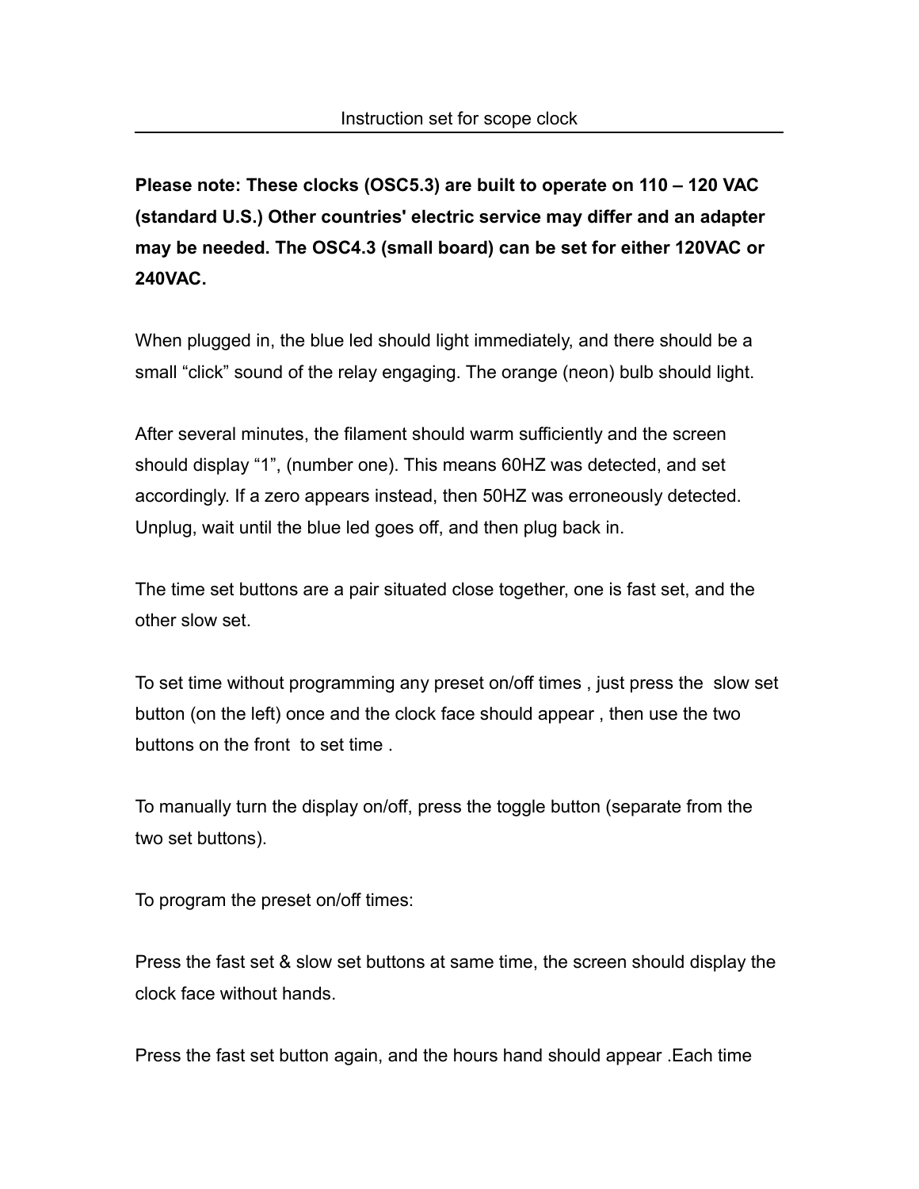# Instruction set for scope clock

**Please note: These clocks (OSC5.3) are built to operate on 110 – 120 VAC (standard U.S.) Other countries' electric service may differ and an adapter may be needed. The OSC4.3 (small board) can be set for either 120VAC or 240VAC.**

When plugged in, the blue led should light immediately, and there should be a small "click" sound of the relay engaging. The orange (neon) bulb should light.

After several minutes, the filament should warm sufficiently and the screen should display "1", (number one). This means 60HZ was detected, and set accordingly. If a zero appears instead, then 50HZ was erroneously detected. Unplug, wait until the blue led goes off, and then plug back in.

The time set buttons are a pair situated close together, one is fast set, and the other slow set.

To set time without programming any preset on/off times , just press the slow set button (on the left) once and the clock face should appear , then use the two buttons on the front to set time .

To manually turn the display on/off, press the toggle button (separate from the two set buttons).

To program the preset on/off times:

Press the fast set & slow set buttons at same time, the screen should display the clock face without hands.

Press the fast set button again, and the hours hand should appear .Each time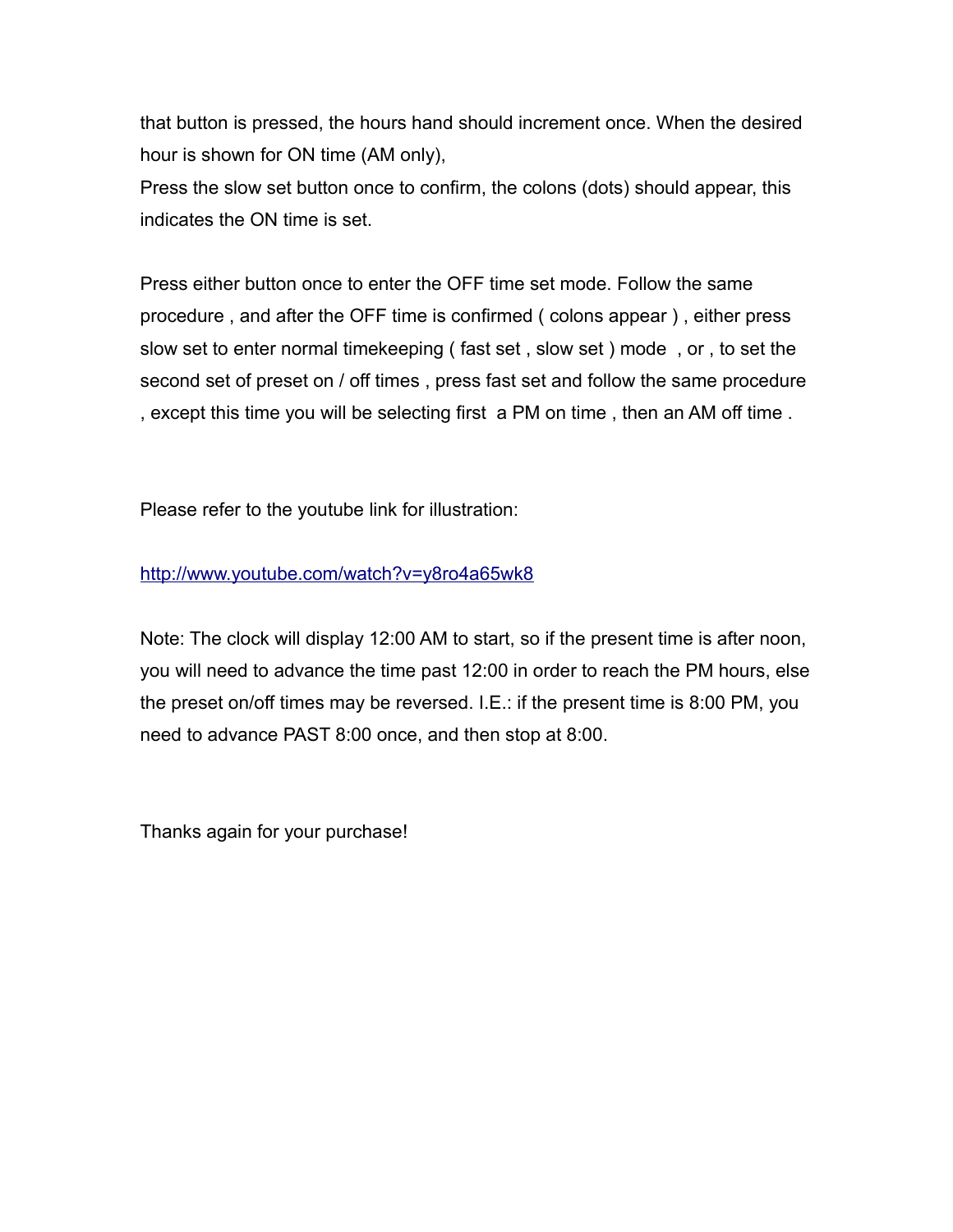that button is pressed, the hours hand should increment once. When the desired hour is shown for ON time (AM only),
Press the slow set button once to confirm, the colons (dots) should appear, this indicates the ON time is set.

Press either button once to enter the OFF time set mode. Follow the same procedure , and after the OFF time is confirmed ( colons appear ) , either press slow set to enter normal timekeeping ( fast set , slow set ) mode  , or , to set the second set of preset on / off times , press fast set and follow the same procedure , except this time you will be selecting first  a PM on time , then an AM off time .

Please refer to the youtube link for illustration:

http://www.youtube.com/watch?v=y8ro4a65wk8

Note: The clock will display 12:00 AM to start, so if the present time is after noon, you will need to advance the time past 12:00 in order to reach the PM hours, else the preset on/off times may be reversed. I.E.: if the present time is 8:00 PM, you need to advance PAST 8:00 once, and then stop at 8:00.

Thanks again for your purchase!